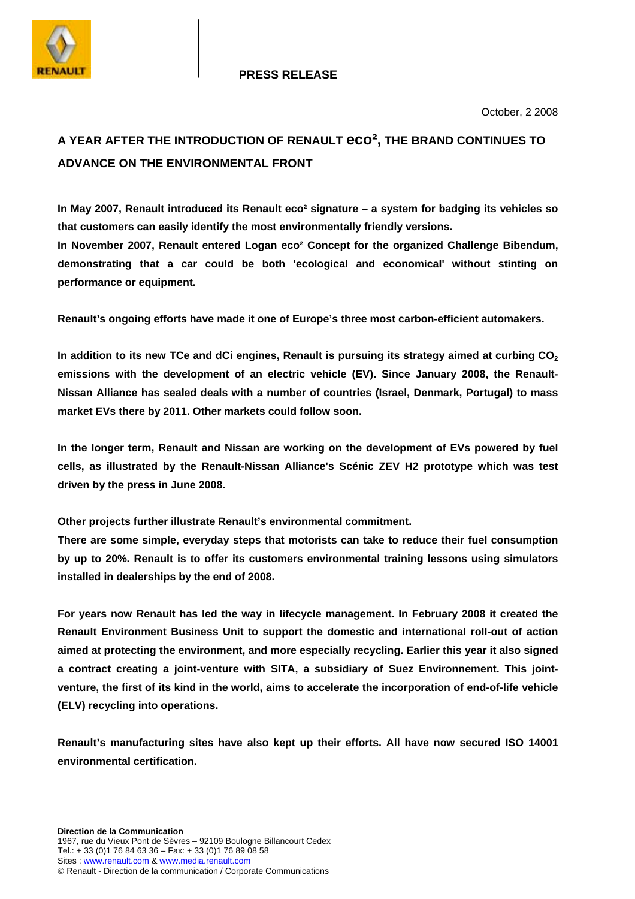**PRESS RELEASE**

October, 2 2008

# A YEAR AFTER THE INTRODUCTION OF RENAULT eco², THE BRAND CONTINUES TO ADVANCE ON THE ENVIRONMENTAL FRONT

**In May 2007, Renault introduced its Renault eco² signature – a system for badging its vehicles so that customers can easily identify the most environmentally friendly versions.**
**In November 2007, Renault entered Logan eco² Concept for the organized Challenge Bibendum, demonstrating that a car could be both 'ecological and economical' without stinting on performance or equipment.**

**Renault's ongoing efforts have made it one of Europe's three most carbon-efficient automakers.**

**In addition to its new TCe and dCi engines, Renault is pursuing its strategy aimed at curbing $CO_2$ emissions with the development of an electric vehicle (EV). Since January 2008, the Renault-Nissan Alliance has sealed deals with a number of countries (Israel, Denmark, Portugal) to mass market EVs there by 2011. Other markets could follow soon.**

**In the longer term, Renault and Nissan are working on the development of EVs powered by fuel cells, as illustrated by the Renault-Nissan Alliance's Scénic ZEV H2 prototype which was test driven by the press in June 2008.**

**Other projects further illustrate Renault's environmental commitment.**
**There are some simple, everyday steps that motorists can take to reduce their fuel consumption by up to 20%. Renault is to offer its customers environmental training lessons using simulators installed in dealerships by the end of 2008.**

**For years now Renault has led the way in lifecycle management. In February 2008 it created the Renault Environment Business Unit to support the domestic and international roll-out of action aimed at protecting the environment, and more especially recycling. Earlier this year it also signed a contract creating a joint-venture with SITA, a subsidiary of Suez Environnement. This joint-venture, the first of its kind in the world, aims to accelerate the incorporation of end-of-life vehicle (ELV) recycling into operations.**

**Renault's manufacturing sites have also kept up their efforts. All have now secured ISO 14001 environmental certification.**

**Direction de la Communication**
1967, rue du Vieux Pont de Sèvres – 92109 Boulogne Billancourt Cedex
Tel.: + 33 (0)1 76 84 63 36 – Fax: + 33 (0)1 76 89 08 58
Sites : www.renault.com & www.media.renault.com
© Renault - Direction de la communication / Corporate Communications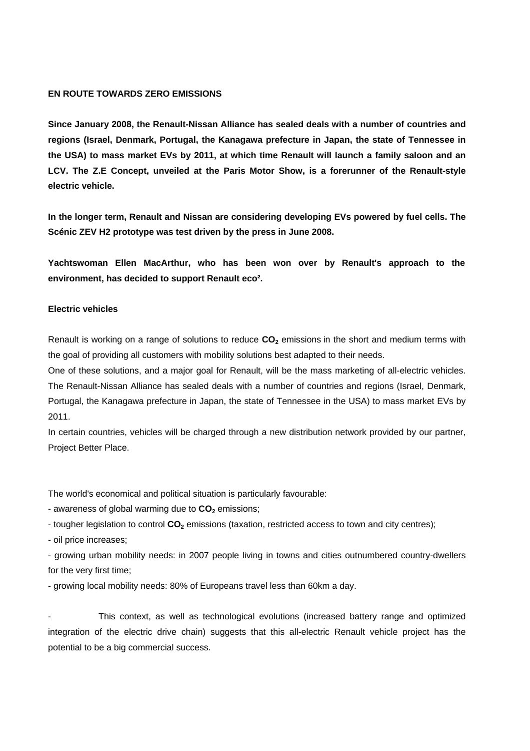## EN ROUTE TOWARDS ZERO EMISSIONS

**Since January 2008, the Renault-Nissan Alliance has sealed deals with a number of countries and regions (Israel, Denmark, Portugal, the Kanagawa prefecture in Japan, the state of Tennessee in the USA) to mass market EVs by 2011, at which time Renault will launch a family saloon and an LCV. The Z.E Concept, unveiled at the Paris Motor Show, is a forerunner of the Renault-style electric vehicle.**

**In the longer term, Renault and Nissan are considering developing EVs powered by fuel cells. The Scénic ZEV H2 prototype was test driven by the press in June 2008.**

**Yachtswoman Ellen MacArthur, who has been won over by Renault's approach to the environment, has decided to support Renault eco².**

### Electric vehicles

Renault is working on a range of solutions to reduce **$CO_2$** emissions in the short and medium terms with the goal of providing all customers with mobility solutions best adapted to their needs.

One of these solutions, and a major goal for Renault, will be the mass marketing of all-electric vehicles. The Renault-Nissan Alliance has sealed deals with a number of countries and regions (Israel, Denmark, Portugal, the Kanagawa prefecture in Japan, the state of Tennessee in the USA) to mass market EVs by 2011.

In certain countries, vehicles will be charged through a new distribution network provided by our partner, Project Better Place.

The world's economical and political situation is particularly favourable:

- awareness of global warming due to **$CO_2$** emissions;
- tougher legislation to control **$CO_2$** emissions (taxation, restricted access to town and city centres);
- oil price increases;
- growing urban mobility needs: in 2007 people living in towns and cities outnumbered country-dwellers for the very first time;
- growing local mobility needs: 80% of Europeans travel less than 60km a day.

- This context, as well as technological evolutions (increased battery range and optimized integration of the electric drive chain) suggests that this all-electric Renault vehicle project has the potential to be a big commercial success.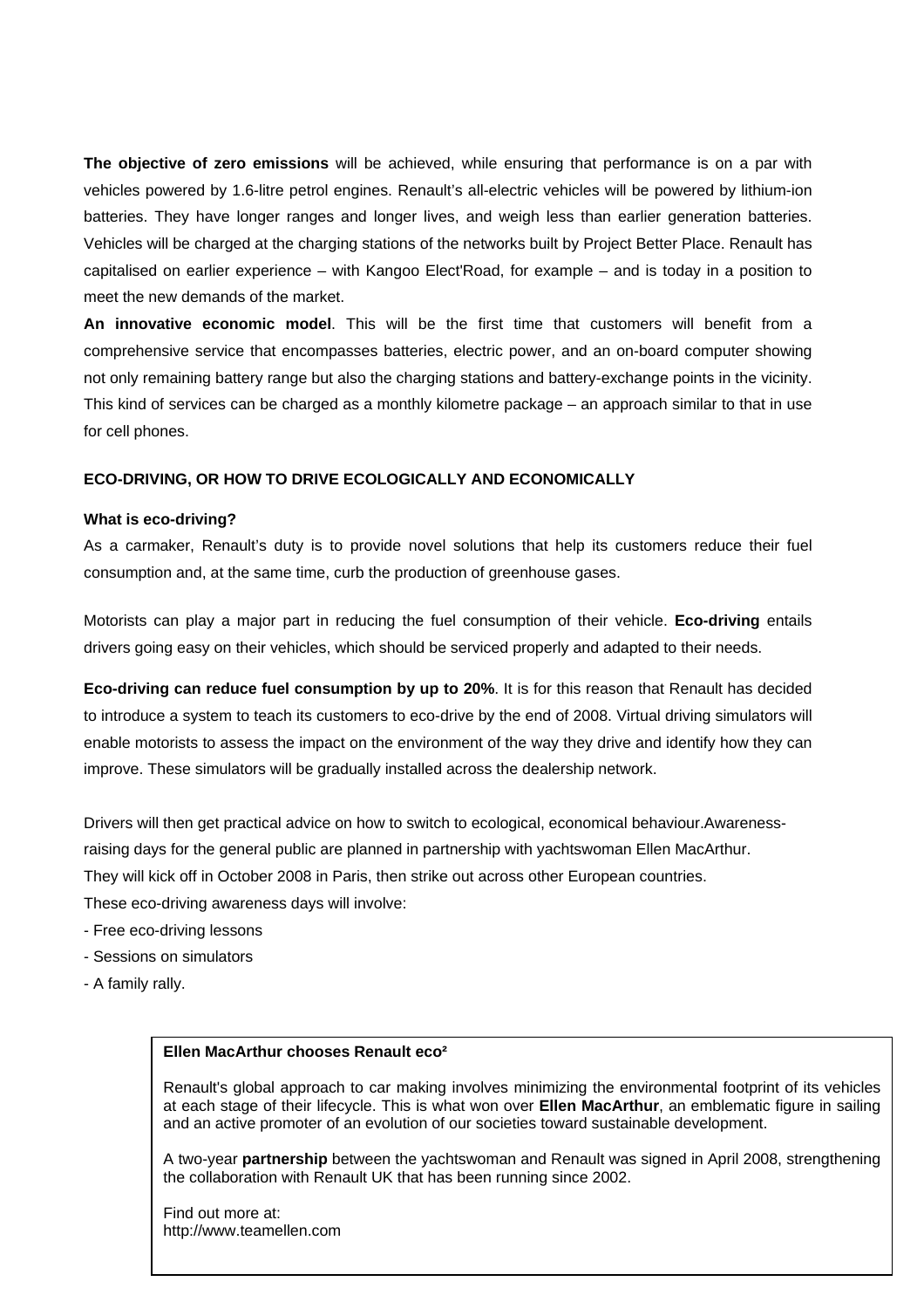**The objective of zero emissions** will be achieved, while ensuring that performance is on a par with vehicles powered by 1.6-litre petrol engines. Renault's all-electric vehicles will be powered by lithium-ion batteries. They have longer ranges and longer lives, and weigh less than earlier generation batteries. Vehicles will be charged at the charging stations of the networks built by Project Better Place. Renault has capitalised on earlier experience – with Kangoo Elect'Road, for example – and is today in a position to meet the new demands of the market.

**An innovative economic model**. This will be the first time that customers will benefit from a comprehensive service that encompasses batteries, electric power, and an on-board computer showing not only remaining battery range but also the charging stations and battery-exchange points in the vicinity. This kind of services can be charged as a monthly kilometre package – an approach similar to that in use for cell phones.

## ECO-DRIVING, OR HOW TO DRIVE ECOLOGICALLY AND ECONOMICALLY

### What is eco-driving?

As a carmaker, Renault's duty is to provide novel solutions that help its customers reduce their fuel consumption and, at the same time, curb the production of greenhouse gases.

Motorists can play a major part in reducing the fuel consumption of their vehicle. **Eco-driving** entails drivers going easy on their vehicles, which should be serviced properly and adapted to their needs.

**Eco-driving can reduce fuel consumption by up to 20%**. It is for this reason that Renault has decided to introduce a system to teach its customers to eco-drive by the end of 2008. Virtual driving simulators will enable motorists to assess the impact on the environment of the way they drive and identify how they can improve. These simulators will be gradually installed across the dealership network.

Drivers will then get practical advice on how to switch to ecological, economical behaviour.Awareness-raising days for the general public are planned in partnership with yachtswoman Ellen MacArthur. They will kick off in October 2008 in Paris, then strike out across other European countries.
These eco-driving awareness days will involve:

- Free eco-driving lessons
- Sessions on simulators
- A family rally.

---

**Ellen MacArthur chooses Renault eco²**

Renault's global approach to car making involves minimizing the environmental footprint of its vehicles at each stage of their lifecycle. This is what won over **Ellen MacArthur**, an emblematic figure in sailing and an active promoter of an evolution of our societies toward sustainable development.

A two-year **partnership** between the yachtswoman and Renault was signed in April 2008, strengthening the collaboration with Renault UK that has been running since 2002.

Find out more at:
http://www.teamellen.com

---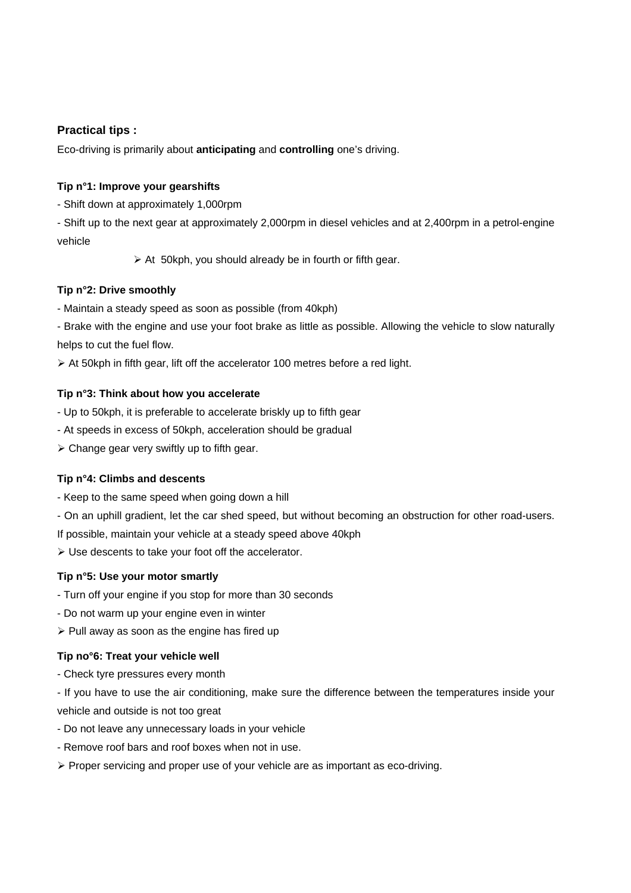### Practical tips :

Eco-driving is primarily about **anticipating** and **controlling** one's driving.

**Tip n°1: Improve your gearshifts**

- Shift down at approximately 1,000rpm
- Shift up to the next gear at approximately 2,000rpm in diesel vehicles and at 2,400rpm in a petrol-engine vehicle

➢ At 50kph, you should already be in fourth or fifth gear.

**Tip n°2: Drive smoothly**

- Maintain a steady speed as soon as possible (from 40kph)
- Brake with the engine and use your foot brake as little as possible. Allowing the vehicle to slow naturally helps to cut the fuel flow.

➢ At 50kph in fifth gear, lift off the accelerator 100 metres before a red light.

**Tip n°3: Think about how you accelerate**

- Up to 50kph, it is preferable to accelerate briskly up to fifth gear
- At speeds in excess of 50kph, acceleration should be gradual

➢ Change gear very swiftly up to fifth gear.

**Tip n°4: Climbs and descents**

- Keep to the same speed when going down a hill
- On an uphill gradient, let the car shed speed, but without becoming an obstruction for other road-users. If possible, maintain your vehicle at a steady speed above 40kph

➢ Use descents to take your foot off the accelerator.

**Tip n°5: Use your motor smartly**

- Turn off your engine if you stop for more than 30 seconds
- Do not warm up your engine even in winter

➢ Pull away as soon as the engine has fired up

**Tip no°6: Treat your vehicle well**

- Check tyre pressures every month
- If you have to use the air conditioning, make sure the difference between the temperatures inside your vehicle and outside is not too great
- Do not leave any unnecessary loads in your vehicle
- Remove roof bars and roof boxes when not in use.

➢ Proper servicing and proper use of your vehicle are as important as eco-driving.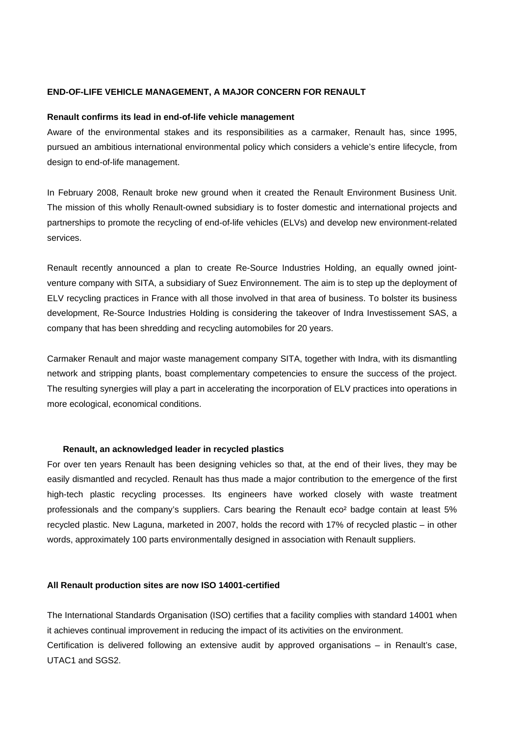**END-OF-LIFE VEHICLE MANAGEMENT, A MAJOR CONCERN FOR RENAULT**

**Renault confirms its lead in end-of-life vehicle management**

Aware of the environmental stakes and its responsibilities as a carmaker, Renault has, since 1995, pursued an ambitious international environmental policy which considers a vehicle's entire lifecycle, from design to end-of-life management.

In February 2008, Renault broke new ground when it created the Renault Environment Business Unit. The mission of this wholly Renault-owned subsidiary is to foster domestic and international projects and partnerships to promote the recycling of end-of-life vehicles (ELVs) and develop new environment-related services.

Renault recently announced a plan to create Re-Source Industries Holding, an equally owned joint-venture company with SITA, a subsidiary of Suez Environnement. The aim is to step up the deployment of ELV recycling practices in France with all those involved in that area of business. To bolster its business development, Re-Source Industries Holding is considering the takeover of Indra Investissement SAS, a company that has been shredding and recycling automobiles for 20 years.

Carmaker Renault and major waste management company SITA, together with Indra, with its dismantling network and stripping plants, boast complementary competencies to ensure the success of the project. The resulting synergies will play a part in accelerating the incorporation of ELV practices into operations in more ecological, economical conditions.

**Renault, an acknowledged leader in recycled plastics**

For over ten years Renault has been designing vehicles so that, at the end of their lives, they may be easily dismantled and recycled. Renault has thus made a major contribution to the emergence of the first high-tech plastic recycling processes. Its engineers have worked closely with waste treatment professionals and the company's suppliers. Cars bearing the Renault eco² badge contain at least 5% recycled plastic. New Laguna, marketed in 2007, holds the record with 17% of recycled plastic – in other words, approximately 100 parts environmentally designed in association with Renault suppliers.

**All Renault production sites are now ISO 14001-certified**

The International Standards Organisation (ISO) certifies that a facility complies with standard 14001 when it achieves continual improvement in reducing the impact of its activities on the environment.
Certification is delivered following an extensive audit by approved organisations – in Renault's case, UTAC[1] and SGS[2].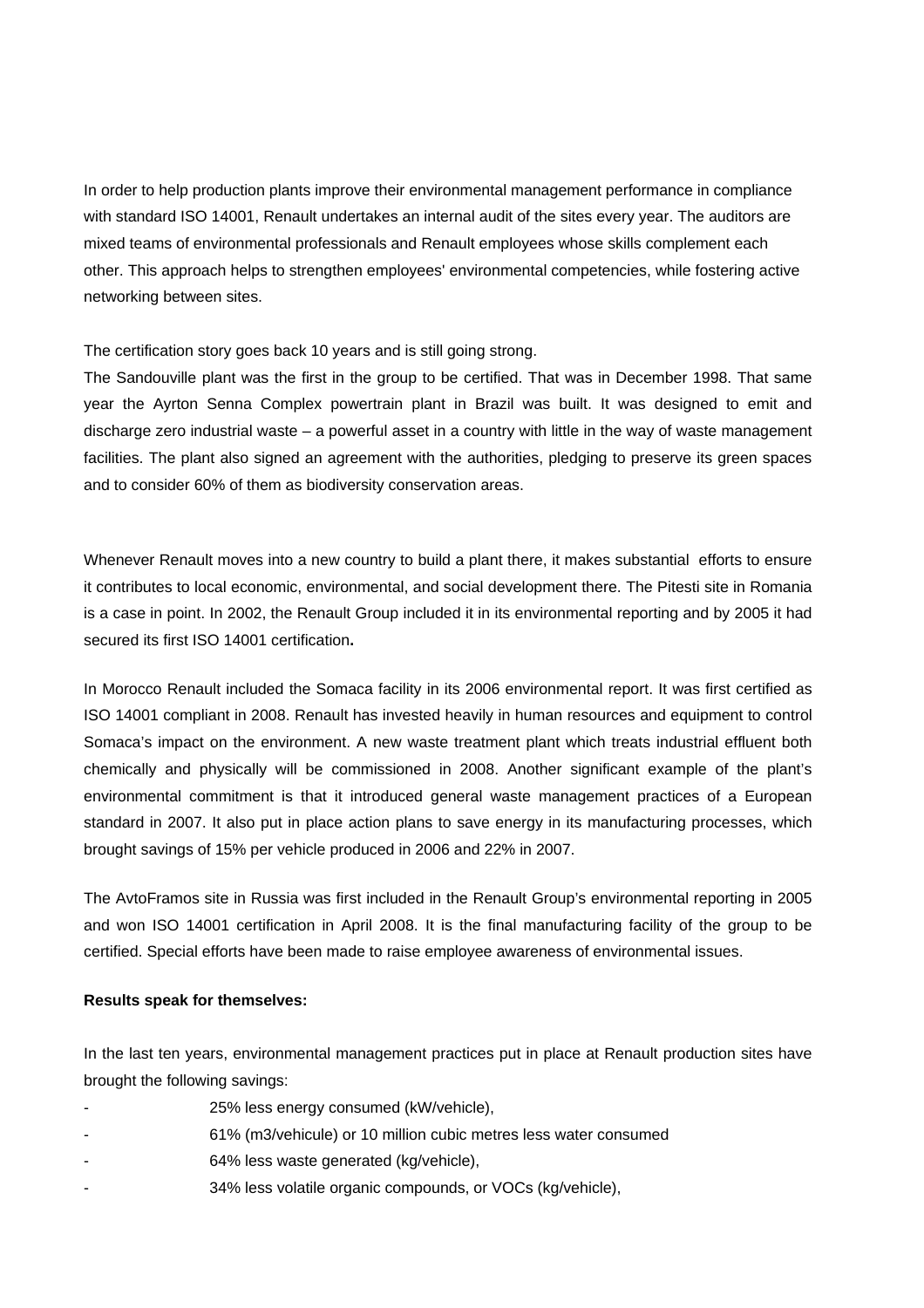In order to help production plants improve their environmental management performance in compliance with standard ISO 14001, Renault undertakes an internal audit of the sites every year. The auditors are mixed teams of environmental professionals and Renault employees whose skills complement each other. This approach helps to strengthen employees' environmental competencies, while fostering active networking between sites.

The certification story goes back 10 years and is still going strong.
The Sandouville plant was the first in the group to be certified. That was in December 1998. That same year the Ayrton Senna Complex powertrain plant in Brazil was built. It was designed to emit and discharge zero industrial waste – a powerful asset in a country with little in the way of waste management facilities. The plant also signed an agreement with the authorities, pledging to preserve its green spaces and to consider 60% of them as biodiversity conservation areas.

Whenever Renault moves into a new country to build a plant there, it makes substantial efforts to ensure it contributes to local economic, environmental, and social development there. The Pitesti site in Romania is a case in point. In 2002, the Renault Group included it in its environmental reporting and by 2005 it had secured its first ISO 14001 certification**.**

In Morocco Renault included the Somaca facility in its 2006 environmental report. It was first certified as ISO 14001 compliant in 2008. Renault has invested heavily in human resources and equipment to control Somaca's impact on the environment. A new waste treatment plant which treats industrial effluent both chemically and physically will be commissioned in 2008. Another significant example of the plant's environmental commitment is that it introduced general waste management practices of a European standard in 2007. It also put in place action plans to save energy in its manufacturing processes, which brought savings of 15% per vehicle produced in 2006 and 22% in 2007.

The AvtoFramos site in Russia was first included in the Renault Group's environmental reporting in 2005 and won ISO 14001 certification in April 2008. It is the final manufacturing facility of the group to be certified. Special efforts have been made to raise employee awareness of environmental issues.

**Results speak for themselves:**

In the last ten years, environmental management practices put in place at Renault production sites have brought the following savings:

- 25% less energy consumed (kW/vehicle),
- 61% (m3/vehicule) or 10 million cubic metres less water consumed
- 64% less waste generated (kg/vehicle),
- 34% less volatile organic compounds, or VOCs (kg/vehicle),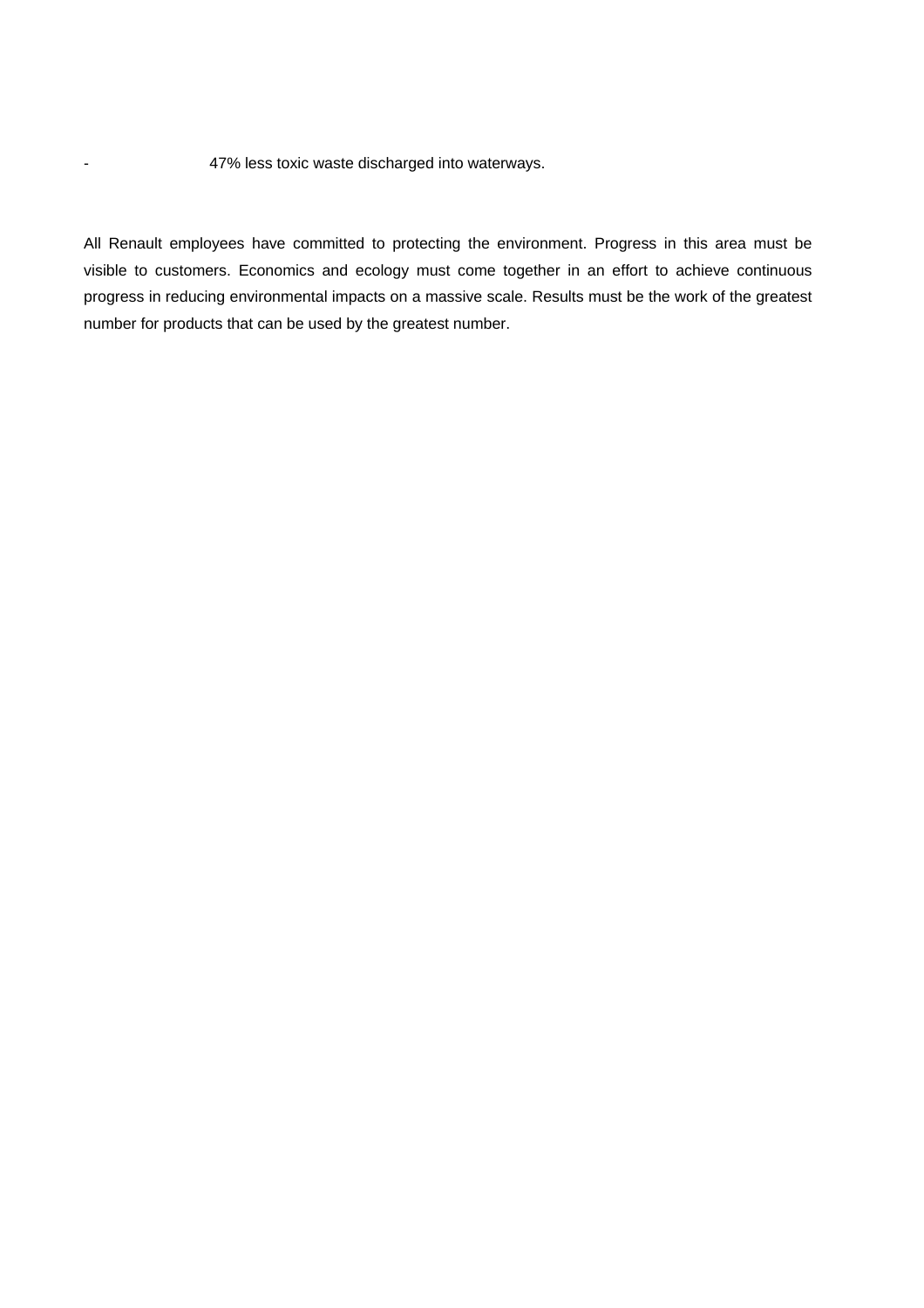- 47% less toxic waste discharged into waterways.

All Renault employees have committed to protecting the environment. Progress in this area must be visible to customers. Economics and ecology must come together in an effort to achieve continuous progress in reducing environmental impacts on a massive scale. Results must be the work of the greatest number for products that can be used by the greatest number.